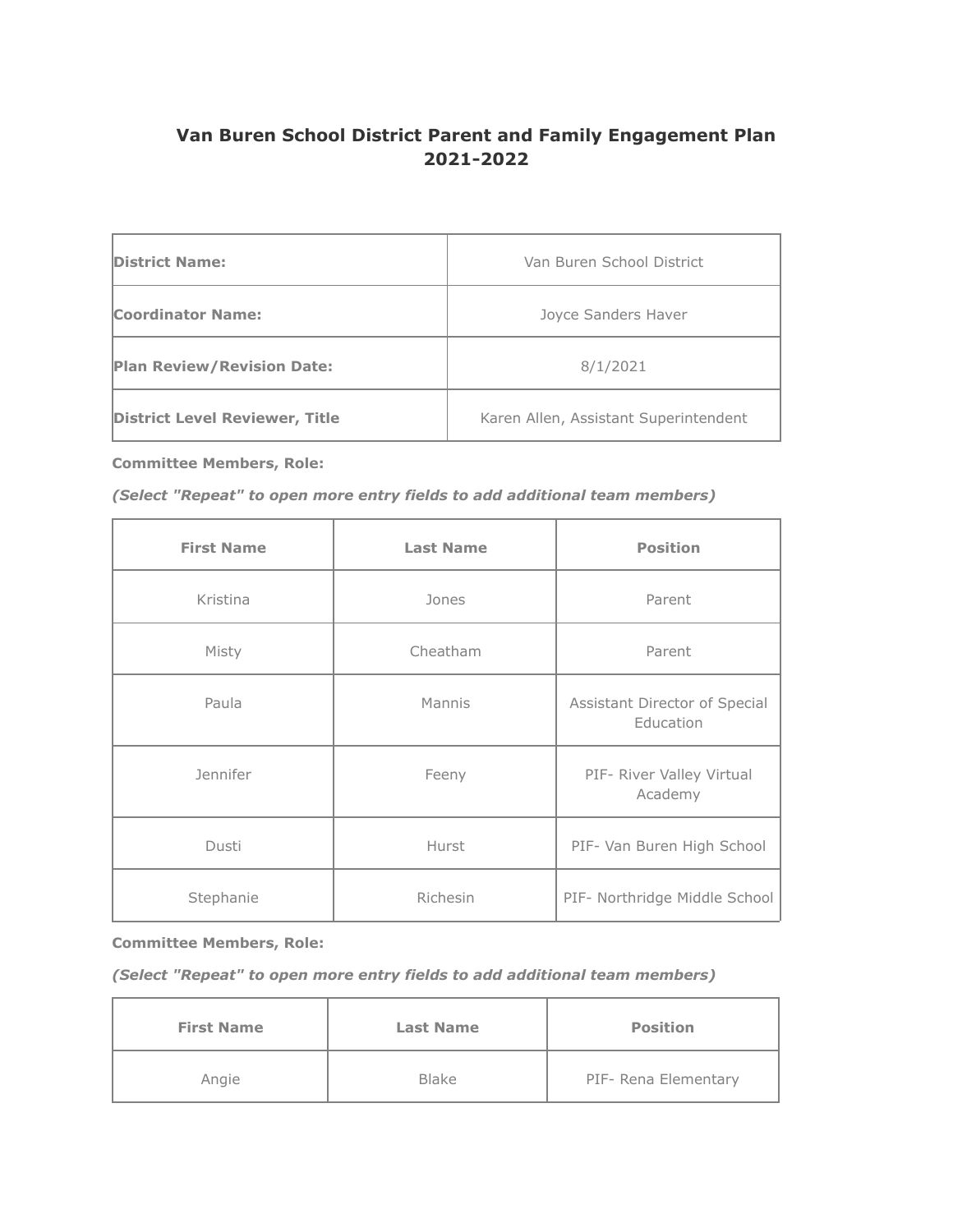# Van Buren School District Parent and Family Engagement Plan 2021-2022

| **District Name:** | Van Buren School District |
|---|---|
| **Coordinator Name:** | Joyce Sanders Haver |
| **Plan Review/Revision Date:** | 8/1/2021 |
| **District Level Reviewer, Title** | Karen Allen, Assistant Superintendent |

**Committee Members, Role:**

***(Select "Repeat" to open more entry fields to add additional team members)***

| First Name | Last Name | Position |
|---|---|---|
| Kristina | Jones | Parent |
| Misty | Cheatham | Parent |
| Paula | Mannis | Assistant Director of Special Education |
| Jennifer | Feeny | PIF- River Valley Virtual Academy |
| Dusti | Hurst | PIF- Van Buren High School |
| Stephanie | Richesin | PIF- Northridge Middle School |

**Committee Members, Role:**

***(Select "Repeat" to open more entry fields to add additional team members)***

| First Name | Last Name | Position |
|---|---|---|
| Angie | Blake | PIF- Rena Elementary |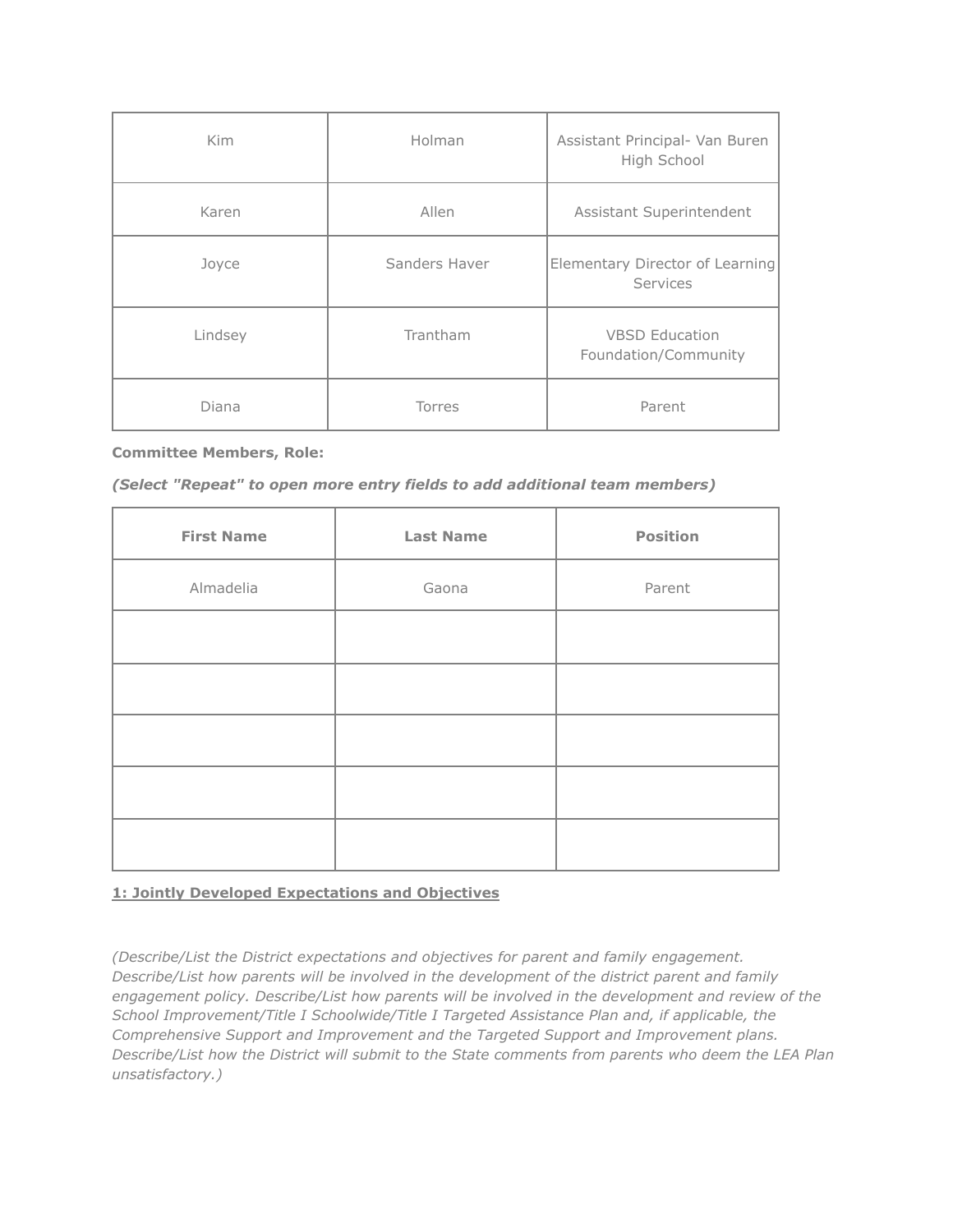| Kim | Holman | Assistant Principal- Van Buren High School |
|---|---|---|
| Karen | Allen | Assistant Superintendent |
| Joyce | Sanders Haver | Elementary Director of Learning Services |
| Lindsey | Trantham | VBSD Education Foundation/Community |
| Diana | Torres | Parent |

**Committee Members, Role:**

***(Select "Repeat" to open more entry fields to add additional team members)***

| First Name | Last Name | Position |
|---|---|---|
| Almadelia | Gaona | Parent |
| | | |
| | | |
| | | |
| | | |
| | | |

**1: Jointly Developed Expectations and Objectives**

*(Describe/List the District expectations and objectives for parent and family engagement. Describe/List how parents will be involved in the development of the district parent and family engagement policy. Describe/List how parents will be involved in the development and review of the School Improvement/Title I Schoolwide/Title I Targeted Assistance Plan and, if applicable, the Comprehensive Support and Improvement and the Targeted Support and Improvement plans. Describe/List how the District will submit to the State comments from parents who deem the LEA Plan unsatisfactory.)*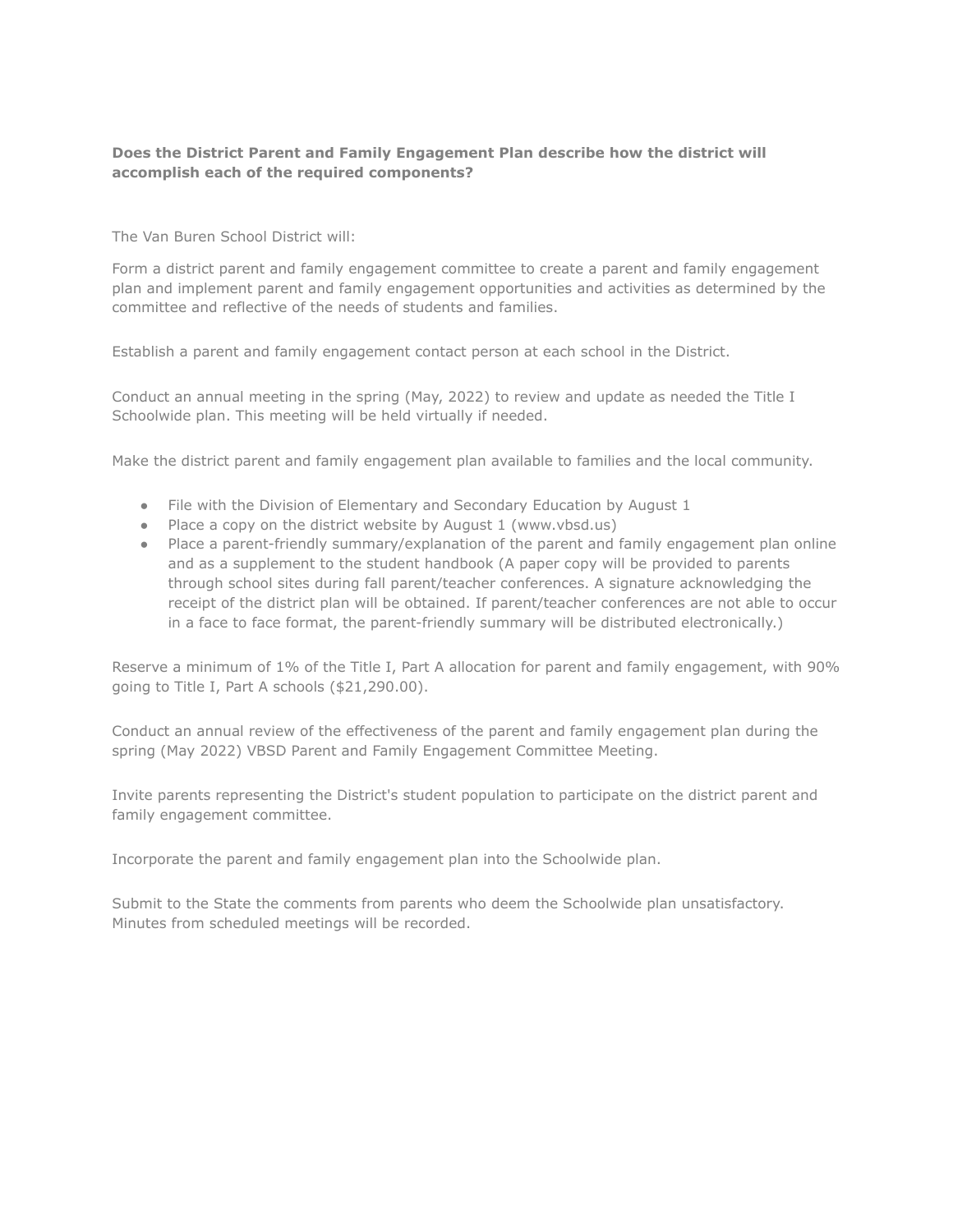**Does the District Parent and Family Engagement Plan describe how the district will accomplish each of the required components?**

The Van Buren School District will:

Form a district parent and family engagement committee to create a parent and family engagement plan and implement parent and family engagement opportunities and activities as determined by the committee and reflective of the needs of students and families.

Establish a parent and family engagement contact person at each school in the District.

Conduct an annual meeting in the spring (May, 2022) to review and update as needed the Title I Schoolwide plan. This meeting will be held virtually if needed.

Make the district parent and family engagement plan available to families and the local community.

- File with the Division of Elementary and Secondary Education by August 1
- Place a copy on the district website by August 1 (www.vbsd.us)
- Place a parent-friendly summary/explanation of the parent and family engagement plan online and as a supplement to the student handbook (A paper copy will be provided to parents through school sites during fall parent/teacher conferences. A signature acknowledging the receipt of the district plan will be obtained. If parent/teacher conferences are not able to occur in a face to face format, the parent-friendly summary will be distributed electronically.)

Reserve a minimum of 1% of the Title I, Part A allocation for parent and family engagement, with 90% going to Title I, Part A schools ($21,290.00).

Conduct an annual review of the effectiveness of the parent and family engagement plan during the spring (May 2022) VBSD Parent and Family Engagement Committee Meeting.

Invite parents representing the District's student population to participate on the district parent and family engagement committee.

Incorporate the parent and family engagement plan into the Schoolwide plan.

Submit to the State the comments from parents who deem the Schoolwide plan unsatisfactory. Minutes from scheduled meetings will be recorded.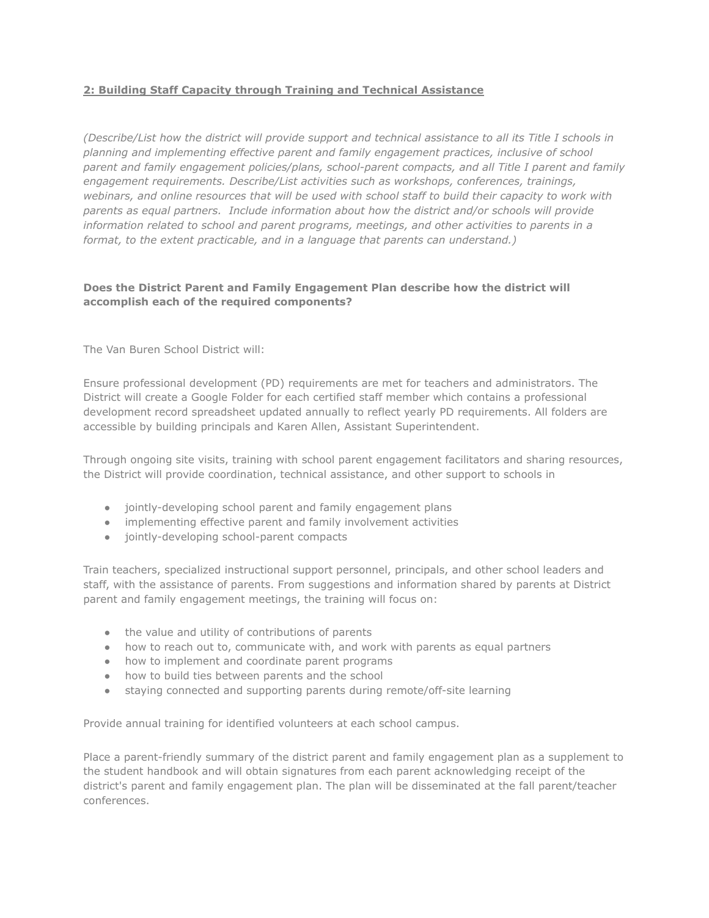## **2: Building Staff Capacity through Training and Technical Assistance**

*(Describe/List how the district will provide support and technical assistance to all its Title I schools in planning and implementing effective parent and family engagement practices, inclusive of school parent and family engagement policies/plans, school-parent compacts, and all Title I parent and family engagement requirements. Describe/List activities such as workshops, conferences, trainings, webinars, and online resources that will be used with school staff to build their capacity to work with parents as equal partners. Include information about how the district and/or schools will provide information related to school and parent programs, meetings, and other activities to parents in a format, to the extent practicable, and in a language that parents can understand.)*

**Does the District Parent and Family Engagement Plan describe how the district will accomplish each of the required components?**

The Van Buren School District will:

Ensure professional development (PD) requirements are met for teachers and administrators. The District will create a Google Folder for each certified staff member which contains a professional development record spreadsheet updated annually to reflect yearly PD requirements. All folders are accessible by building principals and Karen Allen, Assistant Superintendent.

Through ongoing site visits, training with school parent engagement facilitators and sharing resources, the District will provide coordination, technical assistance, and other support to schools in

- jointly-developing school parent and family engagement plans
- implementing effective parent and family involvement activities
- jointly-developing school-parent compacts

Train teachers, specialized instructional support personnel, principals, and other school leaders and staff, with the assistance of parents. From suggestions and information shared by parents at District parent and family engagement meetings, the training will focus on:

- the value and utility of contributions of parents
- how to reach out to, communicate with, and work with parents as equal partners
- how to implement and coordinate parent programs
- how to build ties between parents and the school
- staying connected and supporting parents during remote/off-site learning

Provide annual training for identified volunteers at each school campus.

Place a parent-friendly summary of the district parent and family engagement plan as a supplement to the student handbook and will obtain signatures from each parent acknowledging receipt of the district's parent and family engagement plan. The plan will be disseminated at the fall parent/teacher conferences.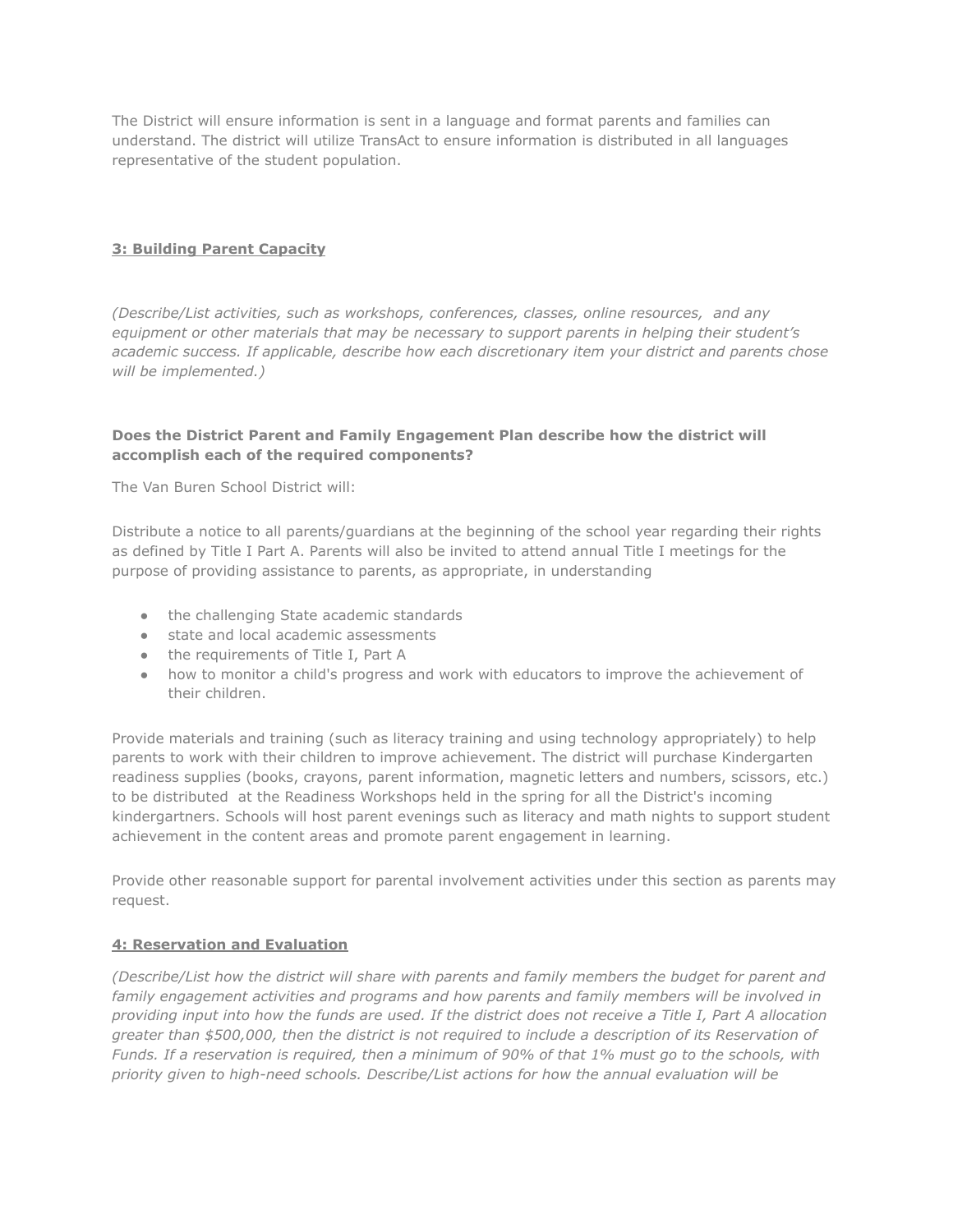The District will ensure information is sent in a language and format parents and families can understand. The district will utilize TransAct to ensure information is distributed in all languages representative of the student population.

## <u>3: Building Parent Capacity</u>

*(Describe/List activities, such as workshops, conferences, classes, online resources, and any equipment or other materials that may be necessary to support parents in helping their student's academic success. If applicable, describe how each discretionary item your district and parents chose will be implemented.)*

**Does the District Parent and Family Engagement Plan describe how the district will accomplish each of the required components?**

The Van Buren School District will:

Distribute a notice to all parents/guardians at the beginning of the school year regarding their rights as defined by Title I Part A. Parents will also be invited to attend annual Title I meetings for the purpose of providing assistance to parents, as appropriate, in understanding

- the challenging State academic standards
- state and local academic assessments
- the requirements of Title I, Part A
- how to monitor a child's progress and work with educators to improve the achievement of their children.

Provide materials and training (such as literacy training and using technology appropriately) to help parents to work with their children to improve achievement. The district will purchase Kindergarten readiness supplies (books, crayons, parent information, magnetic letters and numbers, scissors, etc.) to be distributed at the Readiness Workshops held in the spring for all the District's incoming kindergartners. Schools will host parent evenings such as literacy and math nights to support student achievement in the content areas and promote parent engagement in learning.

Provide other reasonable support for parental involvement activities under this section as parents may request.

## <u>4: Reservation and Evaluation</u>

*(Describe/List how the district will share with parents and family members the budget for parent and family engagement activities and programs and how parents and family members will be involved in providing input into how the funds are used. If the district does not receive a Title I, Part A allocation greater than $500,000, then the district is not required to include a description of its Reservation of Funds. If a reservation is required, then a minimum of 90% of that 1% must go to the schools, with priority given to high-need schools. Describe/List actions for how the annual evaluation will be*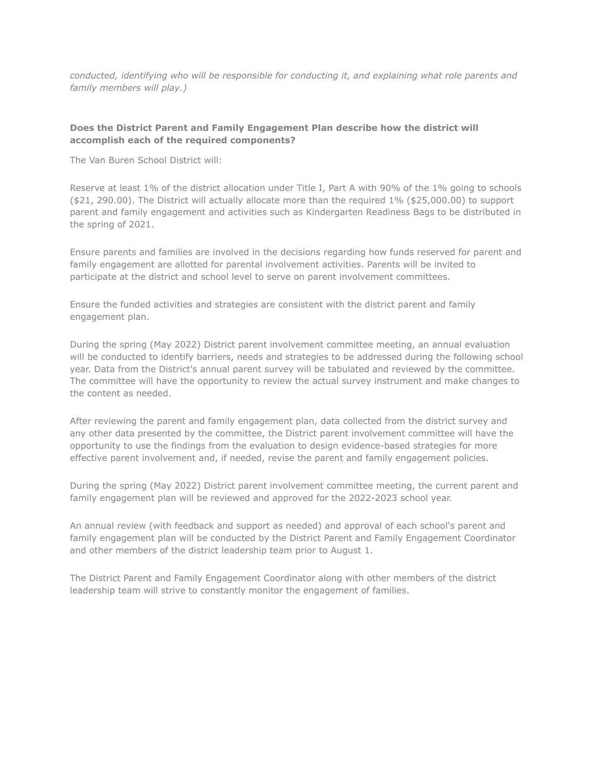*conducted, identifying who will be responsible for conducting it, and explaining what role parents and family members will play.)*

**Does the District Parent and Family Engagement Plan describe how the district will accomplish each of the required components?**

The Van Buren School District will:

Reserve at least 1% of the district allocation under Title I, Part A with 90% of the 1% going to schools ($21, 290.00). The District will actually allocate more than the required 1% ($25,000.00) to support parent and family engagement and activities such as Kindergarten Readiness Bags to be distributed in the spring of 2021.

Ensure parents and families are involved in the decisions regarding how funds reserved for parent and family engagement are allotted for parental involvement activities. Parents will be invited to participate at the district and school level to serve on parent involvement committees.

Ensure the funded activities and strategies are consistent with the district parent and family engagement plan.

During the spring (May 2022) District parent involvement committee meeting, an annual evaluation will be conducted to identify barriers, needs and strategies to be addressed during the following school year. Data from the District's annual parent survey will be tabulated and reviewed by the committee. The committee will have the opportunity to review the actual survey instrument and make changes to the content as needed.

After reviewing the parent and family engagement plan, data collected from the district survey and any other data presented by the committee, the District parent involvement committee will have the opportunity to use the findings from the evaluation to design evidence-based strategies for more effective parent involvement and, if needed, revise the parent and family engagement policies.

During the spring (May 2022) District parent involvement committee meeting, the current parent and family engagement plan will be reviewed and approved for the 2022-2023 school year.

An annual review (with feedback and support as needed) and approval of each school's parent and family engagement plan will be conducted by the District Parent and Family Engagement Coordinator and other members of the district leadership team prior to August 1.

The District Parent and Family Engagement Coordinator along with other members of the district leadership team will strive to constantly monitor the engagement of families.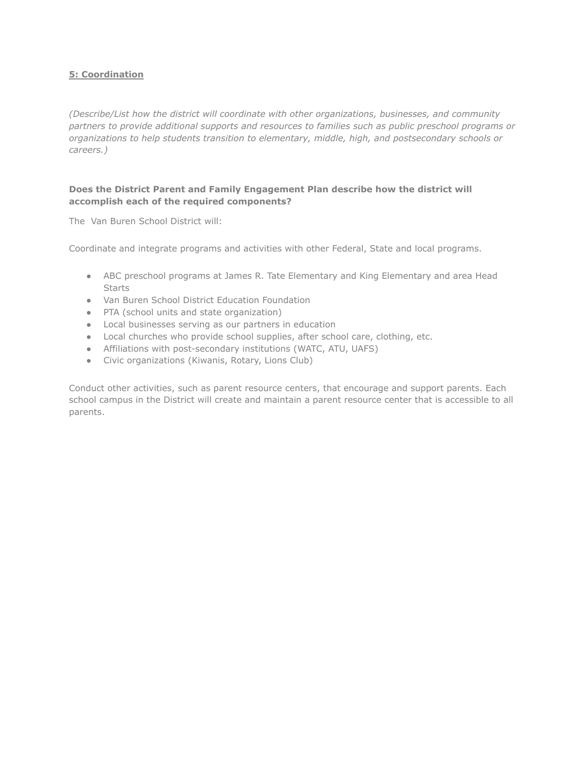## 5: Coordination

*(Describe/List how the district will coordinate with other organizations, businesses, and community partners to provide additional supports and resources to families such as public preschool programs or organizations to help students transition to elementary, middle, high, and postsecondary schools or careers.)*

**Does the District Parent and Family Engagement Plan describe how the district will accomplish each of the required components?**

The Van Buren School District will:

Coordinate and integrate programs and activities with other Federal, State and local programs.

- ABC preschool programs at James R. Tate Elementary and King Elementary and area Head Starts
- Van Buren School District Education Foundation
- PTA (school units and state organization)
- Local businesses serving as our partners in education
- Local churches who provide school supplies, after school care, clothing, etc.
- Affiliations with post-secondary institutions (WATC, ATU, UAFS)
- Civic organizations (Kiwanis, Rotary, Lions Club)

Conduct other activities, such as parent resource centers, that encourage and support parents. Each school campus in the District will create and maintain a parent resource center that is accessible to all parents.